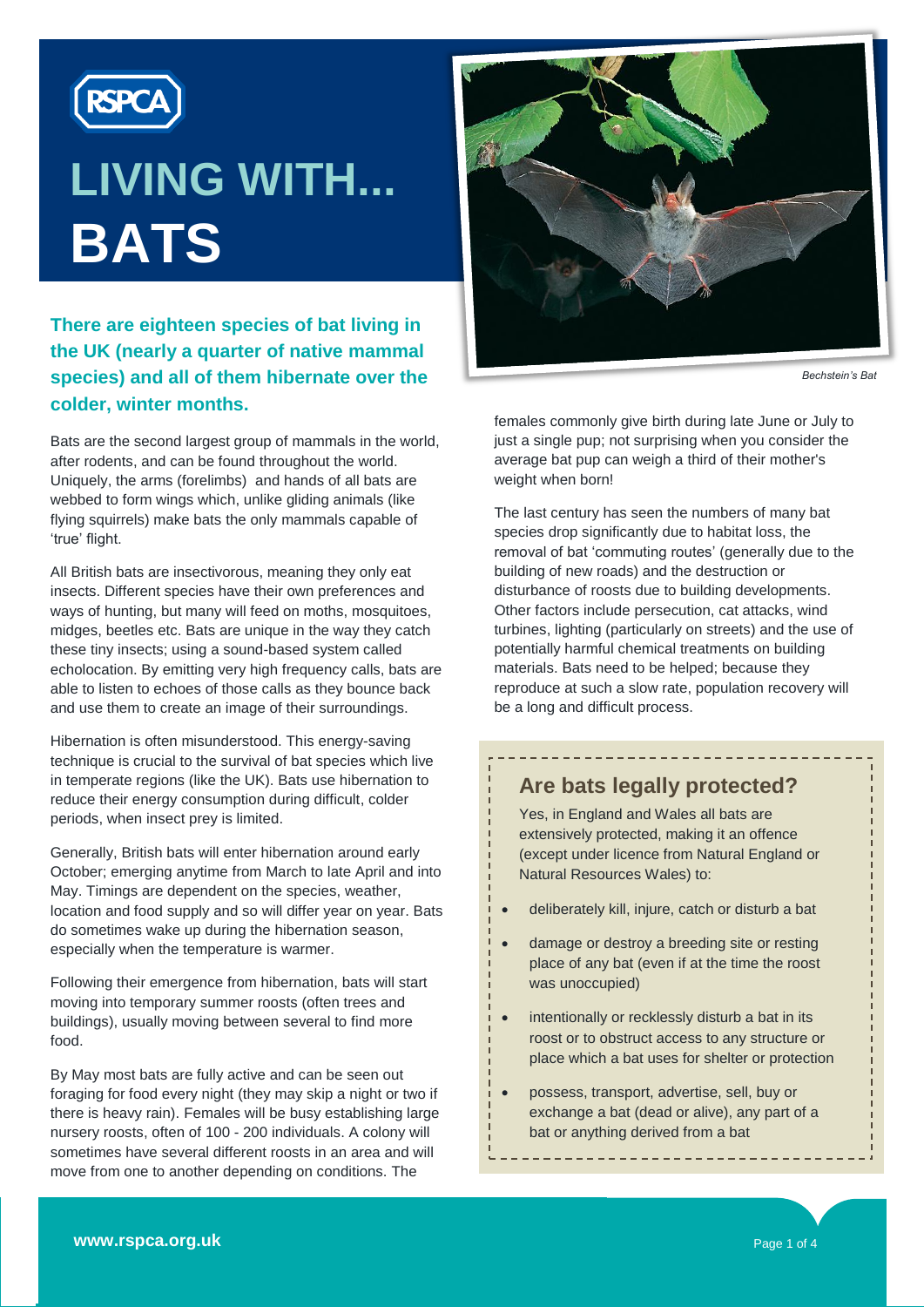# LIVING WITH... BATS

**There are eighteen species of bat living in the UK (nearly a quarter of native mammal species) and all of them hibernate over the colder, winter months.**

*Bechstein's Bat*

Bats are the second largest group of mammals in the world, after rodents, and can be found throughout the world. Uniquely, the arms (forelimbs) and hands of all bats are webbed to form wings which, unlike gliding animals (like flying squirrels) make bats the only mammals capable of 'true' flight.

All British bats are insectivorous, meaning they only eat insects. Different species have their own preferences and ways of hunting, but many will feed on moths, mosquitoes, midges, beetles etc. Bats are unique in the way they catch these tiny insects; using a sound-based system called echolocation. By emitting very high frequency calls, bats are able to listen to echoes of those calls as they bounce back and use them to create an image of their surroundings.

Hibernation is often misunderstood. This energy-saving technique is crucial to the survival of bat species which live in temperate regions (like the UK). Bats use hibernation to reduce their energy consumption during difficult, colder periods, when insect prey is limited.

Generally, British bats will enter hibernation around early October; emerging anytime from March to late April and into May. Timings are dependent on the species, weather, location and food supply and so will differ year on year. Bats do sometimes wake up during the hibernation season, especially when the temperature is warmer.

Following their emergence from hibernation, bats will start moving into temporary summer roosts (often trees and buildings), usually moving between several to find more food.

By May most bats are fully active and can be seen out foraging for food every night (they may skip a night or two if there is heavy rain). Females will be busy establishing large nursery roosts, often of 100 - 200 individuals. A colony will sometimes have several different roosts in an area and will move from one to another depending on conditions. The females commonly give birth during late June or July to just a single pup; not surprising when you consider the average bat pup can weigh a third of their mother's weight when born!

The last century has seen the numbers of many bat species drop significantly due to habitat loss, the removal of bat 'commuting routes' (generally due to the building of new roads) and the destruction or disturbance of roosts due to building developments. Other factors include persecution, cat attacks, wind turbines, lighting (particularly on streets) and the use of potentially harmful chemical treatments on building materials. Bats need to be helped; because they reproduce at such a slow rate, population recovery will be a long and difficult process.

## Are bats legally protected?

Yes, in England and Wales all bats are extensively protected, making it an offence (except under licence from Natural England or Natural Resources Wales) to:

- deliberately kill, injure, catch or disturb a bat
- damage or destroy a breeding site or resting place of any bat (even if at the time the roost was unoccupied)
- intentionally or recklessly disturb a bat in its roost or to obstruct access to any structure or place which a bat uses for shelter or protection
- possess, transport, advertise, sell, buy or exchange a bat (dead or alive), any part of a bat or anything derived from a bat

www.rspca.org.uk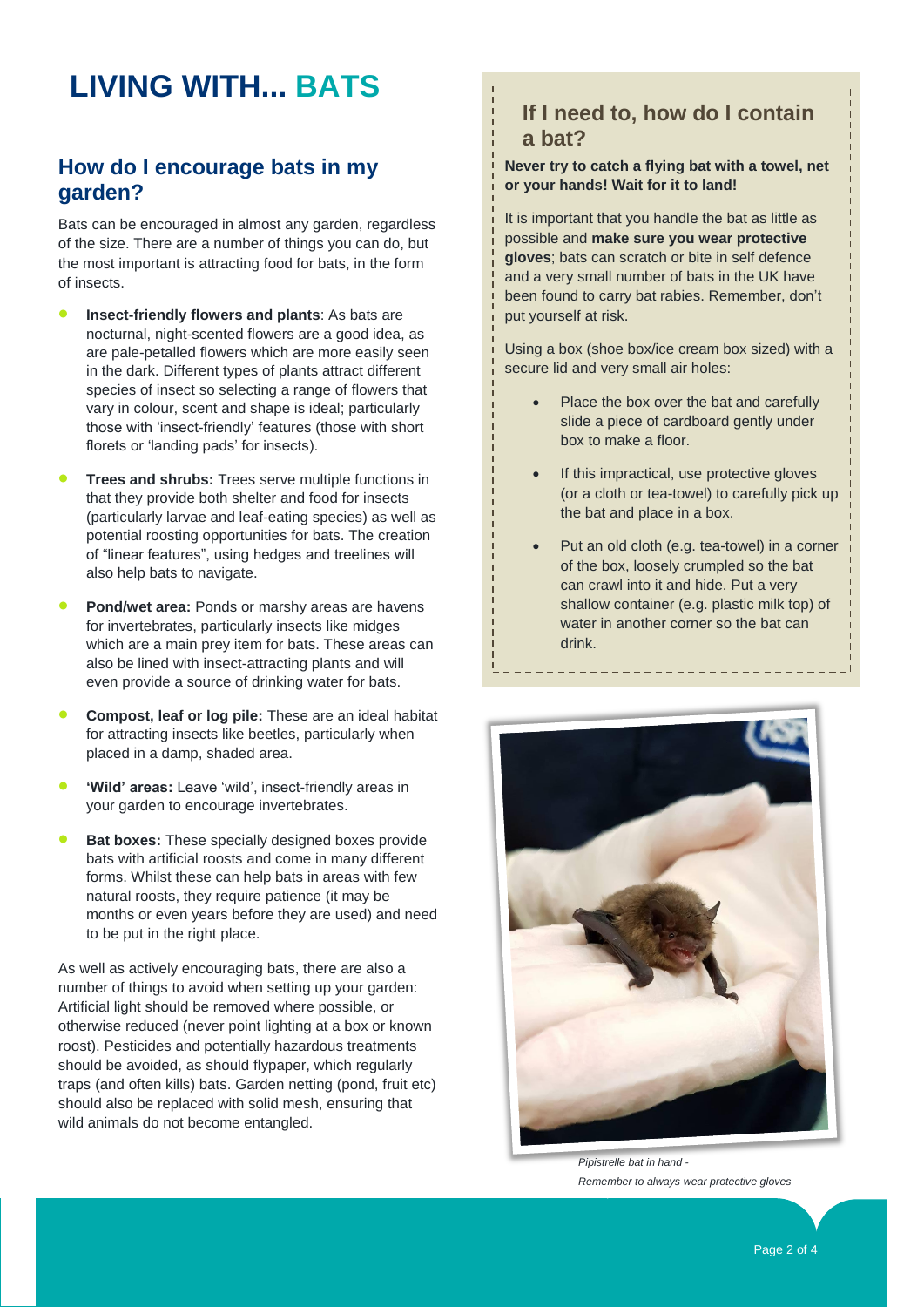# LIVING WITH... BATS

## How do I encourage bats in my garden?

Bats can be encouraged in almost any garden, regardless of the size. There are a number of things you can do, but the most important is attracting food for bats, in the form of insects.

- **Insect-friendly flowers and plants**: As bats are nocturnal, night-scented flowers are a good idea, as are pale-petalled flowers which are more easily seen in the dark. Different types of plants attract different species of insect so selecting a range of flowers that vary in colour, scent and shape is ideal; particularly those with 'insect-friendly' features (those with short florets or 'landing pads' for insects).
- **Trees and shrubs:** Trees serve multiple functions in that they provide both shelter and food for insects (particularly larvae and leaf-eating species) as well as potential roosting opportunities for bats. The creation of "linear features", using hedges and treelines will also help bats to navigate.
- **Pond/wet area:** Ponds or marshy areas are havens for invertebrates, particularly insects like midges which are a main prey item for bats. These areas can also be lined with insect-attracting plants and will even provide a source of drinking water for bats.
- **Compost, leaf or log pile:** These are an ideal habitat for attracting insects like beetles, particularly when placed in a damp, shaded area.
- **'Wild' areas:** Leave 'wild', insect-friendly areas in your garden to encourage invertebrates.
- **Bat boxes:** These specially designed boxes provide bats with artificial roosts and come in many different forms. Whilst these can help bats in areas with few natural roosts, they require patience (it may be months or even years before they are used) and need to be put in the right place.

As well as actively encouraging bats, there are also a number of things to avoid when setting up your garden: Artificial light should be removed where possible, or otherwise reduced (never point lighting at a box or known roost). Pesticides and potentially hazardous treatments should be avoided, as should flypaper, which regularly traps (and often kills) bats. Garden netting (pond, fruit etc) should also be replaced with solid mesh, ensuring that wild animals do not become entangled.

## If I need to, how do I contain a bat?

**Never try to catch a flying bat with a towel, net or your hands! Wait for it to land!**

It is important that you handle the bat as little as possible and **make sure you wear protective gloves**; bats can scratch or bite in self defence and a very small number of bats in the UK have been found to carry bat rabies. Remember, don't put yourself at risk.

Using a box (shoe box/ice cream box sized) with a secure lid and very small air holes:

- Place the box over the bat and carefully slide a piece of cardboard gently under box to make a floor.
- If this impractical, use protective gloves (or a cloth or tea-towel) to carefully pick up the bat and place in a box.
- Put an old cloth (e.g. tea-towel) in a corner of the box, loosely crumpled so the bat can crawl into it and hide. Put a very shallow container (e.g. plastic milk top) of water in another corner so the bat can drink.

*Pipistrelle bat in hand - Remember to always wear protective gloves*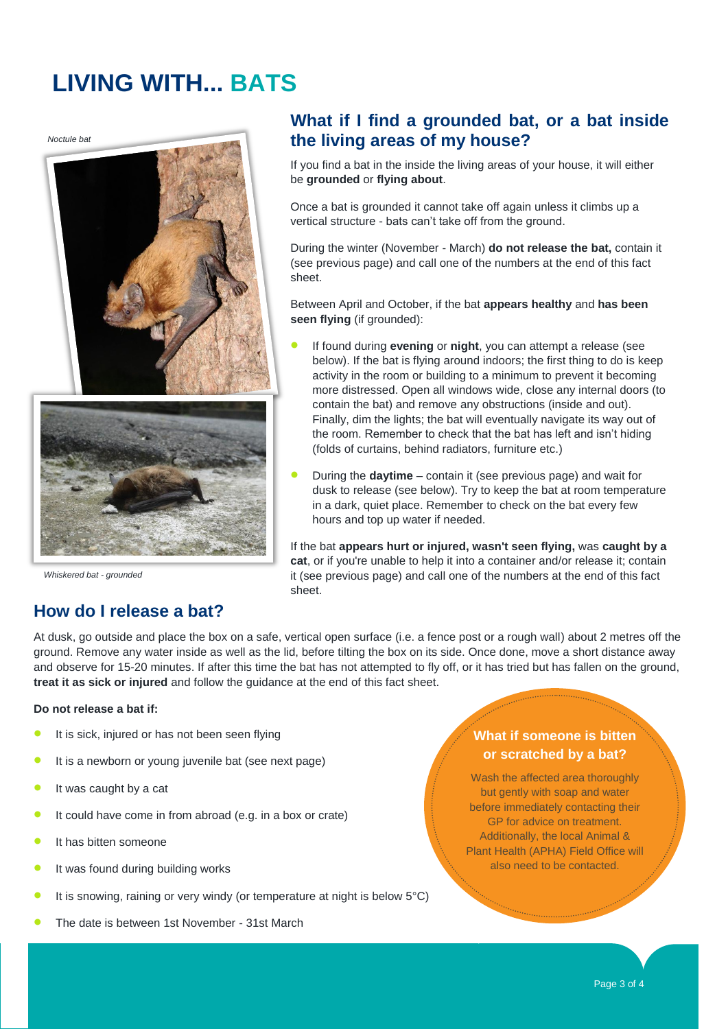# LIVING WITH... BATS

*Noctule bat*

*Whiskered bat - grounded*

## What if I find a grounded bat, or a bat inside the living areas of my house?

If you find a bat in the inside the living areas of your house, it will either be **grounded** or **flying about**.

Once a bat is grounded it cannot take off again unless it climbs up a vertical structure - bats can't take off from the ground.

During the winter (November - March) **do not release the bat,** contain it (see previous page) and call one of the numbers at the end of this fact sheet.

Between April and October, if the bat **appears healthy** and **has been seen flying** (if grounded):

- If found during **evening** or **night**, you can attempt a release (see below). If the bat is flying around indoors; the first thing to do is keep activity in the room or building to a minimum to prevent it becoming more distressed. Open all windows wide, close any internal doors (to contain the bat) and remove any obstructions (inside and out). Finally, dim the lights; the bat will eventually navigate its way out of the room. Remember to check that the bat has left and isn't hiding (folds of curtains, behind radiators, furniture etc.)
- During the **daytime** – contain it (see previous page) and wait for dusk to release (see below). Try to keep the bat at room temperature in a dark, quiet place. Remember to check on the bat every few hours and top up water if needed.

If the bat **appears hurt or injured, wasn't seen flying,** was **caught by a cat**, or if you're unable to help it into a container and/or release it; contain it (see previous page) and call one of the numbers at the end of this fact sheet.

## How do I release a bat?

At dusk, go outside and place the box on a safe, vertical open surface (i.e. a fence post or a rough wall) about 2 metres off the ground. Remove any water inside as well as the lid, before tilting the box on its side. Once done, move a short distance away and observe for 15-20 minutes. If after this time the bat has not attempted to fly off, or it has tried but has fallen on the ground, **treat it as sick or injured** and follow the guidance at the end of this fact sheet.

**Do not release a bat if:**

- It is sick, injured or has not been seen flying
- It is a newborn or young juvenile bat (see next page)
- It was caught by a cat
- It could have come in from abroad (e.g. in a box or crate)
- It has bitten someone
- It was found during building works
- It is snowing, raining or very windy (or temperature at night is below 5°C)
- The date is between 1st November - 31st March

### What if someone is bitten or scratched by a bat?

Wash the affected area thoroughly but gently with soap and water before immediately contacting their GP for advice on treatment. Additionally, the local Animal & Plant Health (APHA) Field Office will also need to be contacted.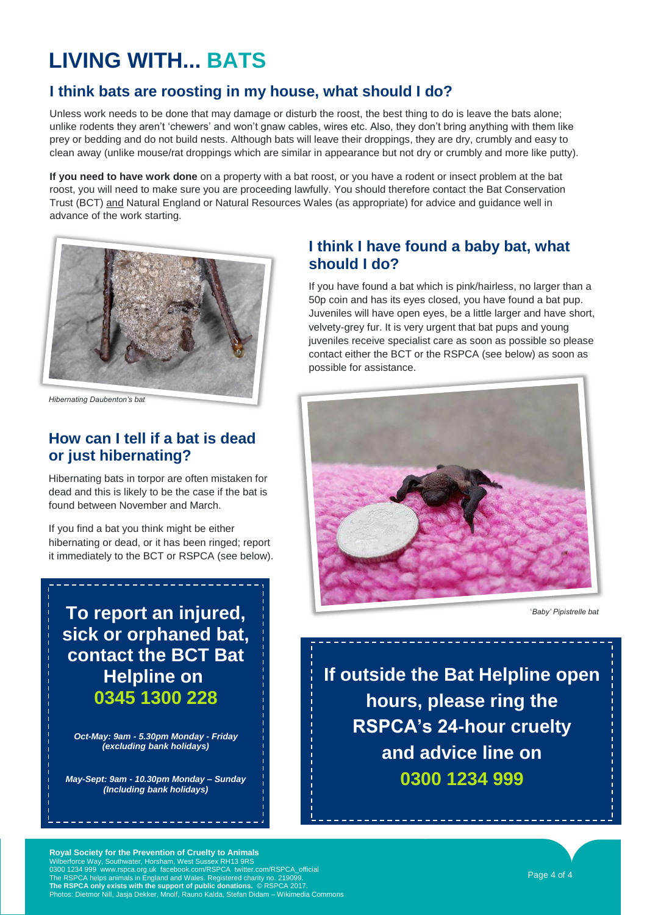# LIVING WITH... BATS

## I think bats are roosting in my house, what should I do?

Unless work needs to be done that may damage or disturb the roost, the best thing to do is leave the bats alone; unlike rodents they aren't 'chewers' and won't gnaw cables, wires etc. Also, they don't bring anything with them like prey or bedding and do not build nests. Although bats will leave their droppings, they are dry, crumbly and easy to clean away (unlike mouse/rat droppings which are similar in appearance but not dry or crumbly and more like putty).

**If you need to have work done** on a property with a bat roost, or you have a rodent or insect problem at the bat roost, you will need to make sure you are proceeding lawfully. You should therefore contact the Bat Conservation Trust (BCT) and Natural England or Natural Resources Wales (as appropriate) for advice and guidance well in advance of the work starting.

*Hibernating Daubenton's bat*

## How can I tell if a bat is dead or just hibernating?

Hibernating bats in torpor are often mistaken for dead and this is likely to be the case if the bat is found between November and March.

If you find a bat you think might be either hibernating or dead, or it has been ringed; report it immediately to the BCT or RSPCA (see below).

**To report an injured, sick or orphaned bat, contact the BCT Bat Helpline on 0345 1300 228**

***Oct-May: 9am - 5.30pm Monday - Friday (excluding bank holidays)***

***May-Sept: 9am - 10.30pm Monday – Sunday (Including bank holidays)***

## I think I have found a baby bat, what should I do?

If you have found a bat which is pink/hairless, no larger than a 50p coin and has its eyes closed, you have found a bat pup. Juveniles will have open eyes, be a little larger and have short, velvety-grey fur. It is very urgent that bat pups and young juveniles receive specialist care as soon as possible so please contact either the BCT or the RSPCA (see below) as soon as possible for assistance.

*'Baby' Pipistrelle bat*

**If outside the Bat Helpline open hours, please ring the RSPCA's 24-hour cruelty and advice line on 0300 1234 999**

**Royal Society for the Prevention of Cruelty to Animals**
Wilberforce Way, Southwater, Horsham, West Sussex RH13 9RS
0300 1234 999 www.rspca.org.uk facebook.com/RSPCA twitter.com/RSPCA_official
The RSPCA helps animals in England and Wales. Registered charity no. 219099.
**The RSPCA only exists with the support of public donations.** © RSPCA 2017.
Photos: Dietmor Nill, Jasja Dekker, Mnolf, Rauno Kalda, Stefan Didam – Wikimedia Commons